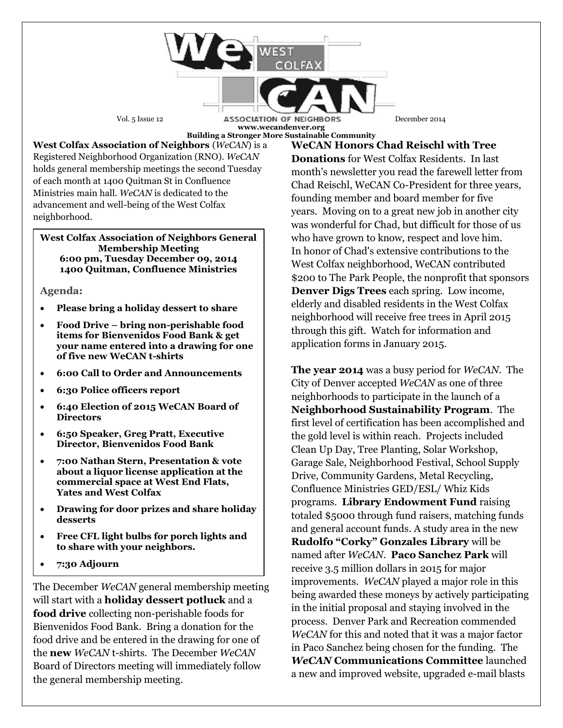# WeCAN West Colfax Association of Neighbors

Vol. 5 Issue 12 | December 2014

www.wecandenver.org

**Building a Stronger More Sustainable Community**

**West Colfax Association of Neighbors** (*WeCAN*) is a Registered Neighborhood Organization (RNO). *WeCAN* holds general membership meetings the second Tuesday of each month at 1400 Quitman St in Confluence Ministries main hall. *WeCAN* is dedicated to the advancement and well-being of the West Colfax neighborhood.

**West Colfax Association of Neighbors General Membership Meeting**
**6:00 pm, Tuesday December 09, 2014**
**1400 Quitman, Confluence Ministries**

**Agenda:**

- **Please bring a holiday dessert to share**
- **Food Drive – bring non-perishable food items for Bienvenidos Food Bank & get your name entered into a drawing for one of five new WeCAN t-shirts**
- **6:00 Call to Order and Announcements**
- **6:30 Police officers report**
- **6:40 Election of 2015 WeCAN Board of Directors**
- **6:50 Speaker, Greg Pratt, Executive Director, Bienvenidos Food Bank**
- **7:00 Nathan Stern, Presentation & vote about a liquor license application at the commercial space at West End Flats, Yates and West Colfax**
- **Drawing for door prizes and share holiday desserts**
- **Free CFL light bulbs for porch lights and to share with your neighbors.**
- **7:30 Adjourn**

The December *WeCAN* general membership meeting will start with a **holiday dessert potluck** and a **food drive** collecting non-perishable foods for Bienvenidos Food Bank. Bring a donation for the food drive and be entered in the drawing for one of the **new** *WeCAN* t-shirts. The December *WeCAN* Board of Directors meeting will immediately follow the general membership meeting.

**WeCAN Honors Chad Reischl with Tree Donations** for West Colfax Residents. In last month's newsletter you read the farewell letter from Chad Reischl, WeCAN Co-President for three years, founding member and board member for five years. Moving on to a great new job in another city was wonderful for Chad, but difficult for those of us who have grown to know, respect and love him. In honor of Chad's extensive contributions to the West Colfax neighborhood, WeCAN contributed $200 to The Park People, the nonprofit that sponsors **Denver Digs Trees** each spring. Low income, elderly and disabled residents in the West Colfax neighborhood will receive free trees in April 2015 through this gift. Watch for information and application forms in January 2015.

**The year 2014** was a busy period for *WeCAN*. The City of Denver accepted *WeCAN* as one of three neighborhoods to participate in the launch of a **Neighborhood Sustainability Program**. The first level of certification has been accomplished and the gold level is within reach. Projects included Clean Up Day, Tree Planting, Solar Workshop, Garage Sale, Neighborhood Festival, School Supply Drive, Community Gardens, Metal Recycling, Confluence Ministries GED/ESL/ Whiz Kids programs. **Library Endowment Fund** raising totaled $5000 through fund raisers, matching funds and general account funds. A study area in the new **Rudolfo "Corky" Gonzales Library** will be named after *WeCAN*. **Paco Sanchez Park** will receive 3.5 million dollars in 2015 for major improvements. *WeCAN* played a major role in this being awarded these moneys by actively participating in the initial proposal and staying involved in the process. Denver Park and Recreation commended *WeCAN* for this and noted that it was a major factor in Paco Sanchez being chosen for the funding. The ***WeCAN* Communications Committee** launched a new and improved website, upgraded e-mail blasts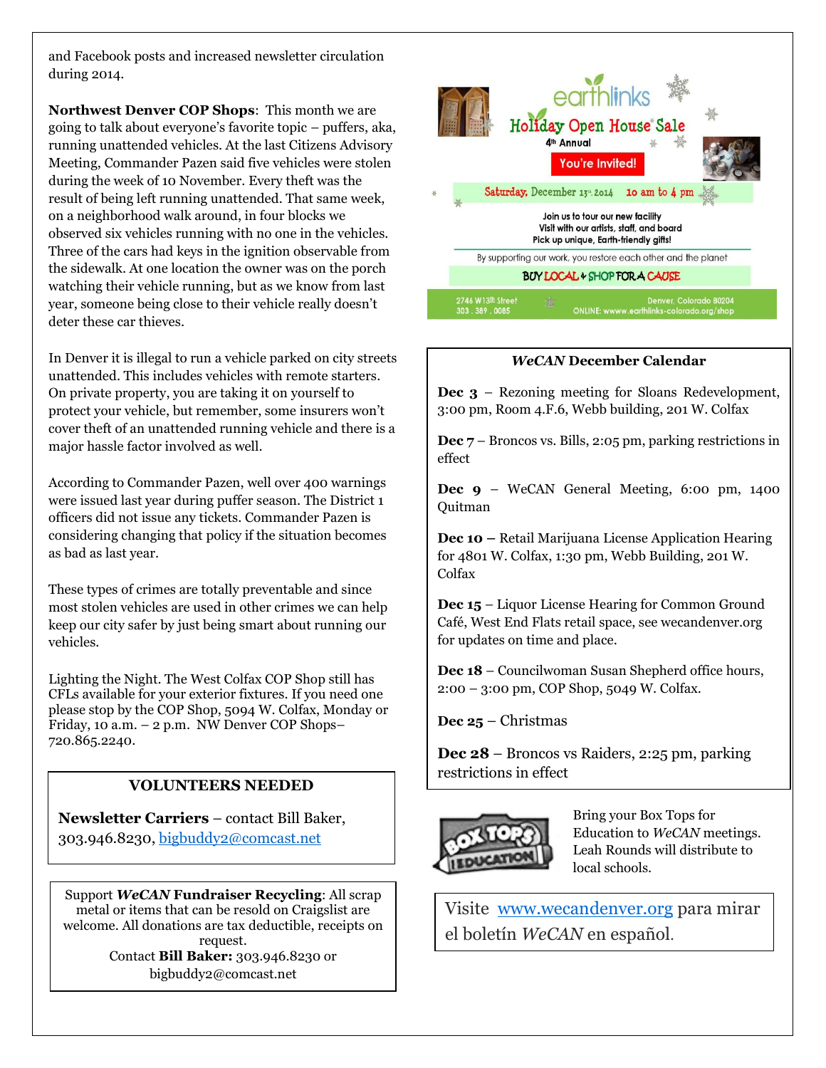and Facebook posts and increased newsletter circulation during 2014.

**Northwest Denver COP Shops**: This month we are going to talk about everyone's favorite topic – puffers, aka, running unattended vehicles. At the last Citizens Advisory Meeting, Commander Pazen said five vehicles were stolen during the week of 10 November. Every theft was the result of being left running unattended. That same week, on a neighborhood walk around, in four blocks we observed six vehicles running with no one in the vehicles. Three of the cars had keys in the ignition observable from the sidewalk. At one location the owner was on the porch watching their vehicle running, but as we know from last year, someone being close to their vehicle really doesn't deter these car thieves.

In Denver it is illegal to run a vehicle parked on city streets unattended. This includes vehicles with remote starters. On private property, you are taking it on yourself to protect your vehicle, but remember, some insurers won't cover theft of an unattended running vehicle and there is a major hassle factor involved as well.

According to Commander Pazen, well over 400 warnings were issued last year during puffer season. The District 1 officers did not issue any tickets. Commander Pazen is considering changing that policy if the situation becomes as bad as last year.

These types of crimes are totally preventable and since most stolen vehicles are used in other crimes we can help keep our city safer by just being smart about running our vehicles.

Lighting the Night. The West Colfax COP Shop still has CFLs available for your exterior fixtures. If you need one please stop by the COP Shop, 5094 W. Colfax, Monday or Friday, 10 a.m. – 2 p.m. NW Denver COP Shops– 720.865.2240.

## VOLUNTEERS NEEDED

**Newsletter Carriers** – contact Bill Baker, 303.946.8230, bigbuddy2@comcast.net

Support ***WeCAN* Fundraiser Recycling**: All scrap metal or items that can be resold on Craigslist are welcome. All donations are tax deductible, receipts on request.
Contact **Bill Baker:** 303.946.8230 or bigbuddy2@comcast.net

earthlinks

Holiday Open House Sale

4th Annual

You're Invited!

Saturday, December 13th 2014 10 am to 4 pm

Join us to tour our new facility
Visit with our artists, staff, and board
Pick up unique, Earth-friendly gifts!

By supporting our work, you restore each other and the planet

BUY LOCAL + SHOP FOR A CAUSE

2746 W13th Street
303 . 389 . 0085

Denver, Colorado 80204
ONLINE: www.earthlinks-colorado.org/shop

## *WeCAN* December Calendar

**Dec 3** – Rezoning meeting for Sloans Redevelopment, 3:00 pm, Room 4.F.6, Webb building, 201 W. Colfax

**Dec 7** – Broncos vs. Bills, 2:05 pm, parking restrictions in effect

**Dec 9** – WeCAN General Meeting, 6:00 pm, 1400 Quitman

**Dec 10 –** Retail Marijuana License Application Hearing for 4801 W. Colfax, 1:30 pm, Webb Building, 201 W. Colfax

**Dec 15** – Liquor License Hearing for Common Ground Café, West End Flats retail space, see wecandenver.org for updates on time and place.

**Dec 18** – Councilwoman Susan Shepherd office hours, 2:00 – 3:00 pm, COP Shop, 5049 W. Colfax.

**Dec 25** – Christmas

**Dec 28** – Broncos vs Raiders, 2:25 pm, parking restrictions in effect

BOX TOPS for EDUCATION

Bring your Box Tops for Education to *WeCAN* meetings. Leah Rounds will distribute to local schools.

Visite www.wecandenver.org para mirar el boletín *WeCAN* en español.